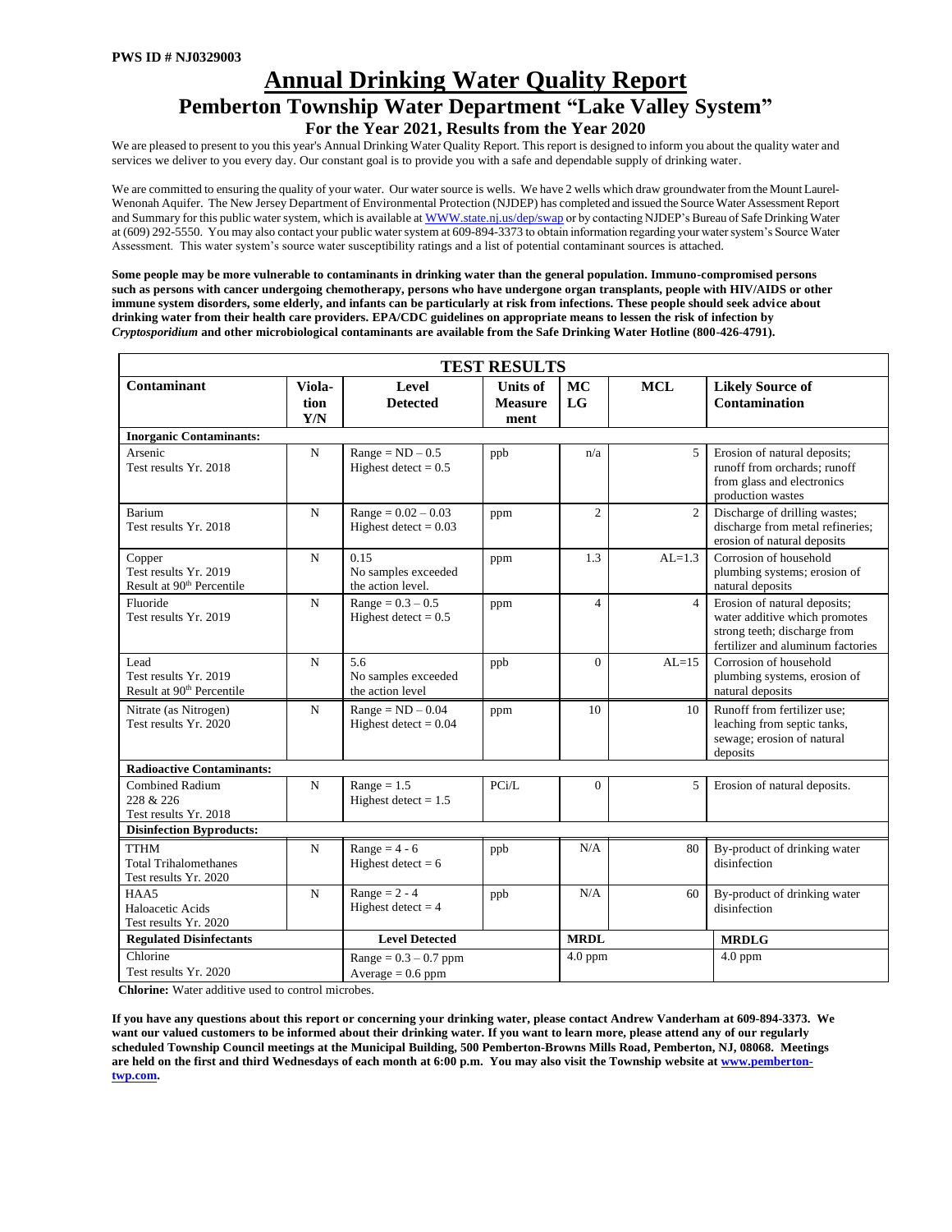**PWS ID # NJ0329003**

# Annual Drinking Water Quality Report

## Pemberton Township Water Department "Lake Valley System"

### For the Year 2021, Results from the Year 2020

We are pleased to present to you this year's Annual Drinking Water Quality Report. This report is designed to inform you about the quality water and services we deliver to you every day. Our constant goal is to provide you with a safe and dependable supply of drinking water.

We are committed to ensuring the quality of your water. Our water source is wells. We have 2 wells which draw groundwater from the Mount Laurel-Wenonah Aquifer. The New Jersey Department of Environmental Protection (NJDEP) has completed and issued the Source Water Assessment Report and Summary for this public water system, which is available at WWW.state.nj.us/dep/swap or by contacting NJDEP's Bureau of Safe Drinking Water at (609) 292-5550. You may also contact your public water system at 609-894-3373 to obtain information regarding your water system's Source Water Assessment. This water system's source water susceptibility ratings and a list of potential contaminant sources is attached.

**Some people may be more vulnerable to contaminants in drinking water than the general population. Immuno-compromised persons such as persons with cancer undergoing chemotherapy, persons who have undergone organ transplants, people with HIV/AIDS or other immune system disorders, some elderly, and infants can be particularly at risk from infections. These people should seek advice about drinking water from their health care providers. EPA/CDC guidelines on appropriate means to lessen the risk of infection by *Cryptosporidium* and other microbiological contaminants are available from the Safe Drinking Water Hotline (800-426-4791).**

| **TEST RESULTS** | | | | | | |
|---|---|---|---|---|---|---|
| **Contaminant** | **Viola-tion Y/N** | **Level Detected** | **Units of Measure ment** | **MC LG** | **MCL** | **Likely Source of Contamination** |
| **Inorganic Contaminants:** | | | | | | |
| Arsenic<br>Test results Yr. 2018 | N | Range = ND – 0.5<br>Highest detect = 0.5 | ppb | n/a | 5 | Erosion of natural deposits; runoff from orchards; runoff from glass and electronics production wastes |
| Barium<br>Test results Yr. 2018 | N | Range = 0.02 – 0.03<br>Highest detect = 0.03 | ppm | 2 | 2 | Discharge of drilling wastes; discharge from metal refineries; erosion of natural deposits |
| Copper<br>Test results Yr. 2019<br>Result at 90th Percentile | N | 0.15<br>No samples exceeded the action level. | ppm | 1.3 | AL=1.3 | Corrosion of household plumbing systems; erosion of natural deposits |
| Fluoride<br>Test results Yr. 2019 | N | Range = 0.3 – 0.5<br>Highest detect = 0.5 | ppm | 4 | 4 | Erosion of natural deposits; water additive which promotes strong teeth; discharge from fertilizer and aluminum factories |
| Lead<br>Test results Yr. 2019<br>Result at 90th Percentile | N | 5.6<br>No samples exceeded the action level | ppb | 0 | AL=15 | Corrosion of household plumbing systems, erosion of natural deposits |
| Nitrate (as Nitrogen)<br>Test results Yr. 2020 | N | Range = ND – 0.04<br>Highest detect = 0.04 | ppm | 10 | 10 | Runoff from fertilizer use; leaching from septic tanks, sewage; erosion of natural deposits |
| **Radioactive Contaminants:** | | | | | | |
| Combined Radium 228 & 226<br>Test results Yr. 2018 | N | Range = 1.5<br>Highest detect = 1.5 | PCi/L | 0 | 5 | Erosion of natural deposits. |
| **Disinfection Byproducts:** | | | | | | |
| TTHM<br>Total Trihalomethanes<br>Test results Yr. 2020 | N | Range = 4 - 6<br>Highest detect = 6 | ppb | N/A | 80 | By-product of drinking water disinfection |
| HAA5<br>Haloacetic Acids<br>Test results Yr. 2020 | N | Range = 2 - 4<br>Highest detect = 4 | ppb | N/A | 60 | By-product of drinking water disinfection |
| **Regulated Disinfectants** | | **Level Detected** | | **MRDL** | | **MRDLG** |
| Chlorine<br>Test results Yr. 2020 | | Range = 0.3 – 0.7 ppm<br>Average = 0.6 ppm | | 4.0 ppm | | 4.0 ppm |

**Chlorine:** Water additive used to control microbes.

**If you have any questions about this report or concerning your drinking water, please contact Andrew Vanderham at 609-894-3373. We want our valued customers to be informed about their drinking water. If you want to learn more, please attend any of our regularly scheduled Township Council meetings at the Municipal Building, 500 Pemberton-Browns Mills Road, Pemberton, NJ, 08068. Meetings are held on the first and third Wednesdays of each month at 6:00 p.m. You may also visit the Township website at www.pemberton-twp.com.**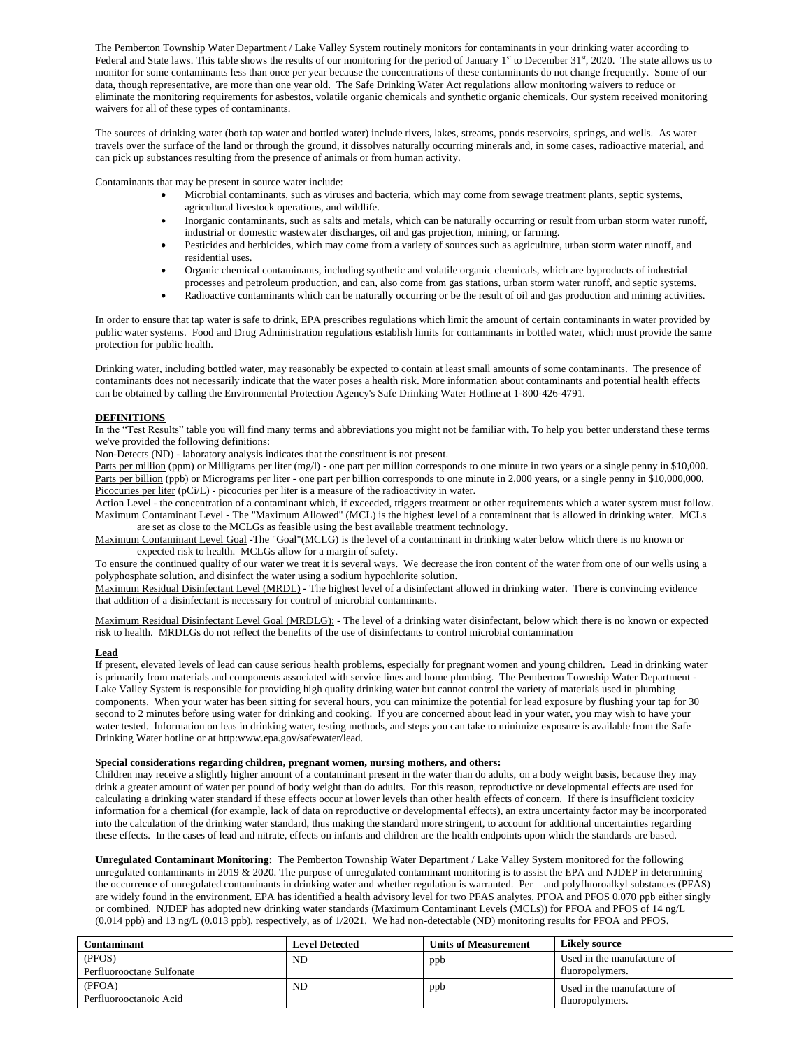The Pemberton Township Water Department / Lake Valley System routinely monitors for contaminants in your drinking water according to Federal and State laws. This table shows the results of our monitoring for the period of January 1st to December 31st, 2020. The state allows us to monitor for some contaminants less than once per year because the concentrations of these contaminants do not change frequently. Some of our data, though representative, are more than one year old. The Safe Drinking Water Act regulations allow monitoring waivers to reduce or eliminate the monitoring requirements for asbestos, volatile organic chemicals and synthetic organic chemicals. Our system received monitoring waivers for all of these types of contaminants.

The sources of drinking water (both tap water and bottled water) include rivers, lakes, streams, ponds reservoirs, springs, and wells. As water travels over the surface of the land or through the ground, it dissolves naturally occurring minerals and, in some cases, radioactive material, and can pick up substances resulting from the presence of animals or from human activity.

Contaminants that may be present in source water include:

- Microbial contaminants, such as viruses and bacteria, which may come from sewage treatment plants, septic systems, agricultural livestock operations, and wildlife.
- Inorganic contaminants, such as salts and metals, which can be naturally occurring or result from urban storm water runoff, industrial or domestic wastewater discharges, oil and gas projection, mining, or farming.
- Pesticides and herbicides, which may come from a variety of sources such as agriculture, urban storm water runoff, and residential uses.
- Organic chemical contaminants, including synthetic and volatile organic chemicals, which are byproducts of industrial processes and petroleum production, and can, also come from gas stations, urban storm water runoff, and septic systems.
- Radioactive contaminants which can be naturally occurring or be the result of oil and gas production and mining activities.

In order to ensure that tap water is safe to drink, EPA prescribes regulations which limit the amount of certain contaminants in water provided by public water systems. Food and Drug Administration regulations establish limits for contaminants in bottled water, which must provide the same protection for public health.

Drinking water, including bottled water, may reasonably be expected to contain at least small amounts of some contaminants. The presence of contaminants does not necessarily indicate that the water poses a health risk. More information about contaminants and potential health effects can be obtained by calling the Environmental Protection Agency's Safe Drinking Water Hotline at 1-800-426-4791.

**DEFINITIONS**

In the "Test Results" table you will find many terms and abbreviations you might not be familiar with. To help you better understand these terms we've provided the following definitions:

Non-Detects (ND) - laboratory analysis indicates that the constituent is not present.

Parts per million (ppm) or Milligrams per liter (mg/l) - one part per million corresponds to one minute in two years or a single penny in $10,000.

Parts per billion (ppb) or Micrograms per liter - one part per billion corresponds to one minute in 2,000 years, or a single penny in $10,000,000.

Picocuries per liter (pCi/L) - picocuries per liter is a measure of the radioactivity in water.

Action Level - the concentration of a contaminant which, if exceeded, triggers treatment or other requirements which a water system must follow.

Maximum Contaminant Level - The "Maximum Allowed" (MCL) is the highest level of a contaminant that is allowed in drinking water. MCLs are set as close to the MCLGs as feasible using the best available treatment technology.

Maximum Contaminant Level Goal -The "Goal"(MCLG) is the level of a contaminant in drinking water below which there is no known or expected risk to health. MCLGs allow for a margin of safety.

To ensure the continued quality of our water we treat it is several ways. We decrease the iron content of the water from one of our wells using a polyphosphate solution, and disinfect the water using a sodium hypochlorite solution.

Maximum Residual Disinfectant Level (MRDL) - The highest level of a disinfectant allowed in drinking water. There is convincing evidence that addition of a disinfectant is necessary for control of microbial contaminants.

Maximum Residual Disinfectant Level Goal (MRDLG): - The level of a drinking water disinfectant, below which there is no known or expected risk to health. MRDLGs do not reflect the benefits of the use of disinfectants to control microbial contamination

**Lead**

If present, elevated levels of lead can cause serious health problems, especially for pregnant women and young children. Lead in drinking water is primarily from materials and components associated with service lines and home plumbing. The Pemberton Township Water Department - Lake Valley System is responsible for providing high quality drinking water but cannot control the variety of materials used in plumbing components. When your water has been sitting for several hours, you can minimize the potential for lead exposure by flushing your tap for 30 second to 2 minutes before using water for drinking and cooking. If you are concerned about lead in your water, you may wish to have your water tested. Information on leas in drinking water, testing methods, and steps you can take to minimize exposure is available from the Safe Drinking Water hotline or at http:www.epa.gov/safewater/lead.

**Special considerations regarding children, pregnant women, nursing mothers, and others:**

Children may receive a slightly higher amount of a contaminant present in the water than do adults, on a body weight basis, because they may drink a greater amount of water per pound of body weight than do adults. For this reason, reproductive or developmental effects are used for calculating a drinking water standard if these effects occur at lower levels than other health effects of concern. If there is insufficient toxicity information for a chemical (for example, lack of data on reproductive or developmental effects), an extra uncertainty factor may be incorporated into the calculation of the drinking water standard, thus making the standard more stringent, to account for additional uncertainties regarding these effects. In the cases of lead and nitrate, effects on infants and children are the health endpoints upon which the standards are based.

**Unregulated Contaminant Monitoring:** The Pemberton Township Water Department / Lake Valley System monitored for the following unregulated contaminants in 2019 & 2020. The purpose of unregulated contaminant monitoring is to assist the EPA and NJDEP in determining the occurrence of unregulated contaminants in drinking water and whether regulation is warranted. Per – and polyfluoroalkyl substances (PFAS) are widely found in the environment. EPA has identified a health advisory level for two PFAS analytes, PFOA and PFOS 0.070 ppb either singly or combined. NJDEP has adopted new drinking water standards (Maximum Contaminant Levels (MCLs)) for PFOA and PFOS of 14 ng/L (0.014 ppb) and 13 ng/L (0.013 ppb), respectively, as of 1/2021. We had non-detectable (ND) monitoring results for PFOA and PFOS.

| Contaminant | Level Detected | Units of Measurement | Likely source |
|---|---|---|---|
| (PFOS) Perfluorooctane Sulfonate | ND | ppb | Used in the manufacture of fluoropolymers. |
| (PFOA) Perfluorooctanoic Acid | ND | ppb | Used in the manufacture of fluoropolymers. |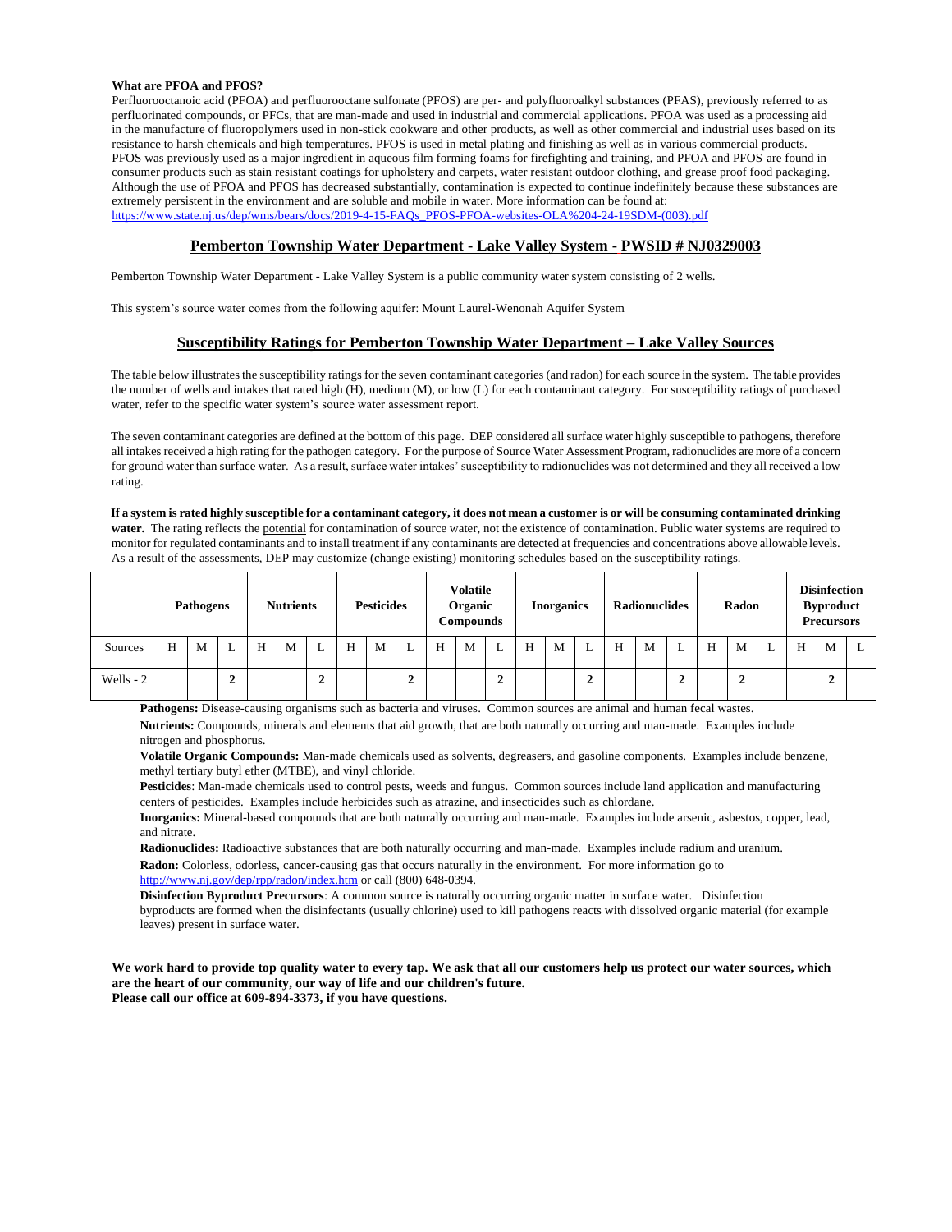**What are PFOA and PFOS?**

Perfluorooctanoic acid (PFOA) and perfluorooctane sulfonate (PFOS) are per- and polyfluoroalkyl substances (PFAS), previously referred to as perfluorinated compounds, or PFCs, that are man-made and used in industrial and commercial applications. PFOA was used as a processing aid in the manufacture of fluoropolymers used in non-stick cookware and other products, as well as other commercial and industrial uses based on its resistance to harsh chemicals and high temperatures. PFOS is used in metal plating and finishing as well as in various commercial products. PFOS was previously used as a major ingredient in aqueous film forming foams for firefighting and training, and PFOA and PFOS are found in consumer products such as stain resistant coatings for upholstery and carpets, water resistant outdoor clothing, and grease proof food packaging. Although the use of PFOA and PFOS has decreased substantially, contamination is expected to continue indefinitely because these substances are extremely persistent in the environment and are soluble and mobile in water. More information can be found at: https://www.state.nj.us/dep/wms/bears/docs/2019-4-15-FAQs_PFOS-PFOA-websites-OLA%204-24-19SDM-(003).pdf

## Pemberton Township Water Department - Lake Valley System - PWSID # NJ0329003

Pemberton Township Water Department - Lake Valley System is a public community water system consisting of 2 wells.

This system's source water comes from the following aquifer: Mount Laurel-Wenonah Aquifer System

## Susceptibility Ratings for Pemberton Township Water Department – Lake Valley Sources

The table below illustrates the susceptibility ratings for the seven contaminant categories (and radon) for each source in the system. The table provides the number of wells and intakes that rated high (H), medium (M), or low (L) for each contaminant category. For susceptibility ratings of purchased water, refer to the specific water system's source water assessment report.

The seven contaminant categories are defined at the bottom of this page. DEP considered all surface water highly susceptible to pathogens, therefore all intakes received a high rating for the pathogen category. For the purpose of Source Water Assessment Program, radionuclides are more of a concern for ground water than surface water. As a result, surface water intakes' susceptibility to radionuclides was not determined and they all received a low rating.

**If a system is rated highly susceptible for a contaminant category, it does not mean a customer is or will be consuming contaminated drinking water.** The rating reflects the potential for contamination of source water, not the existence of contamination. Public water systems are required to monitor for regulated contaminants and to install treatment if any contaminants are detected at frequencies and concentrations above allowable levels. As a result of the assessments, DEP may customize (change existing) monitoring schedules based on the susceptibility ratings.

| | Pathogens | | | Nutrients | | | Pesticides | | | Volatile Organic Compounds | | | Inorganics | | | Radionuclides | | | Radon | | | Disinfection Byproduct Precursors | | |
|---|---|---|---|---|---|---|---|---|---|---|---|---|---|---|---|---|---|---|---|---|---|---|---|---|
| Sources | H | M | L | H | M | L | H | M | L | H | M | L | H | M | L | H | M | L | H | M | L | H | M | L |
| Wells - 2 | | | **2** | | | **2** | | | **2** | | | **2** | | | **2** | | | **2** | | **2** | | | **2** | |

**Pathogens:** Disease-causing organisms such as bacteria and viruses. Common sources are animal and human fecal wastes.

**Nutrients:** Compounds, minerals and elements that aid growth, that are both naturally occurring and man-made. Examples include nitrogen and phosphorus.

**Volatile Organic Compounds:** Man-made chemicals used as solvents, degreasers, and gasoline components. Examples include benzene, methyl tertiary butyl ether (MTBE), and vinyl chloride.

**Pesticides**: Man-made chemicals used to control pests, weeds and fungus. Common sources include land application and manufacturing centers of pesticides. Examples include herbicides such as atrazine, and insecticides such as chlordane.

**Inorganics:** Mineral-based compounds that are both naturally occurring and man-made. Examples include arsenic, asbestos, copper, lead, and nitrate.

**Radionuclides:** Radioactive substances that are both naturally occurring and man-made. Examples include radium and uranium.

**Radon:** Colorless, odorless, cancer-causing gas that occurs naturally in the environment. For more information go to http://www.nj.gov/dep/rpp/radon/index.htm or call (800) 648-0394.

**Disinfection Byproduct Precursors**: A common source is naturally occurring organic matter in surface water. Disinfection byproducts are formed when the disinfectants (usually chlorine) used to kill pathogens reacts with dissolved organic material (for example leaves) present in surface water.

**We work hard to provide top quality water to every tap. We ask that all our customers help us protect our water sources, which are the heart of our community, our way of life and our children's future.**
**Please call our office at 609-894-3373, if you have questions.**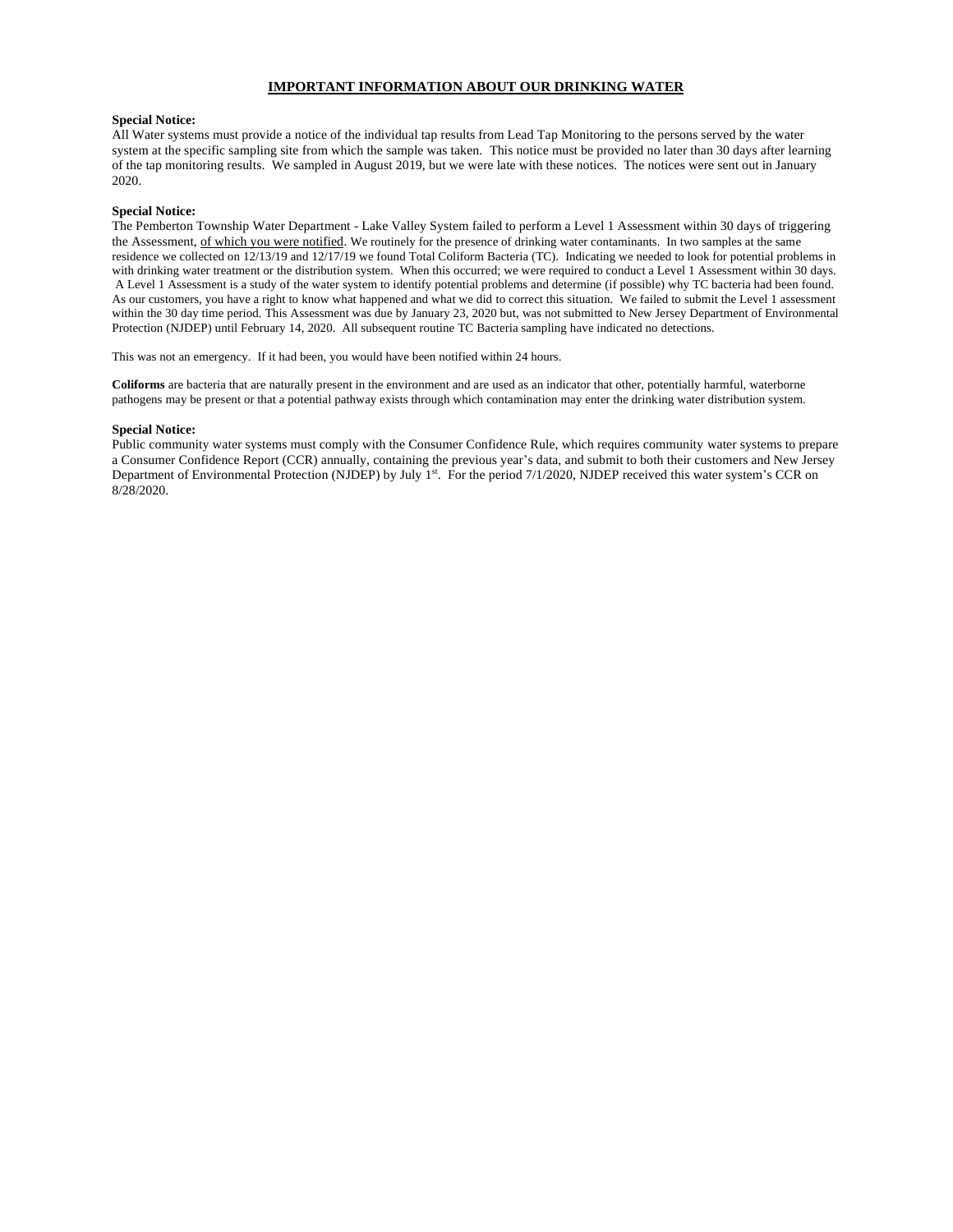# IMPORTANT INFORMATION ABOUT OUR DRINKING WATER

**Special Notice:**
All Water systems must provide a notice of the individual tap results from Lead Tap Monitoring to the persons served by the water system at the specific sampling site from which the sample was taken. This notice must be provided no later than 30 days after learning of the tap monitoring results. We sampled in August 2019, but we were late with these notices. The notices were sent out in January 2020.

**Special Notice:**
The Pemberton Township Water Department - Lake Valley System failed to perform a Level 1 Assessment within 30 days of triggering the Assessment, of which you were notified. We routinely for the presence of drinking water contaminants. In two samples at the same residence we collected on 12/13/19 and 12/17/19 we found Total Coliform Bacteria (TC). Indicating we needed to look for potential problems in with drinking water treatment or the distribution system. When this occurred; we were required to conduct a Level 1 Assessment within 30 days. A Level 1 Assessment is a study of the water system to identify potential problems and determine (if possible) why TC bacteria had been found. As our customers, you have a right to know what happened and what we did to correct this situation. We failed to submit the Level 1 assessment within the 30 day time period. This Assessment was due by January 23, 2020 but, was not submitted to New Jersey Department of Environmental Protection (NJDEP) until February 14, 2020. All subsequent routine TC Bacteria sampling have indicated no detections.

This was not an emergency. If it had been, you would have been notified within 24 hours.

**Coliforms** are bacteria that are naturally present in the environment and are used as an indicator that other, potentially harmful, waterborne pathogens may be present or that a potential pathway exists through which contamination may enter the drinking water distribution system.

**Special Notice:**
Public community water systems must comply with the Consumer Confidence Rule, which requires community water systems to prepare a Consumer Confidence Report (CCR) annually, containing the previous year's data, and submit to both their customers and New Jersey Department of Environmental Protection (NJDEP) by July 1st. For the period 7/1/2020, NJDEP received this water system's CCR on 8/28/2020.